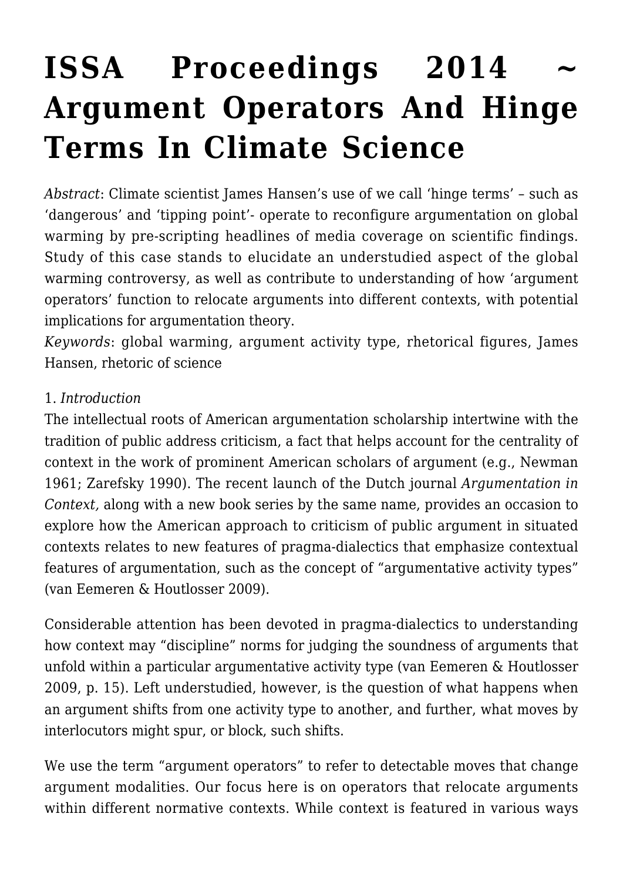# ISSA Proceedings 2014 ~ Argument Operators And Hinge Terms In Climate Science

*Abstract*: Climate scientist James Hansen's use of we call 'hinge terms' – such as 'dangerous' and 'tipping point'- operate to reconfigure argumentation on global warming by pre-scripting headlines of media coverage on scientific findings. Study of this case stands to elucidate an understudied aspect of the global warming controversy, as well as contribute to understanding of how 'argument operators' function to relocate arguments into different contexts, with potential implications for argumentation theory.

*Keywords*: global warming, argument activity type, rhetorical figures, James Hansen, rhetoric of science

1. *Introduction*

The intellectual roots of American argumentation scholarship intertwine with the tradition of public address criticism, a fact that helps account for the centrality of context in the work of prominent American scholars of argument (e.g., Newman 1961; Zarefsky 1990). The recent launch of the Dutch journal *Argumentation in Context,* along with a new book series by the same name, provides an occasion to explore how the American approach to criticism of public argument in situated contexts relates to new features of pragma-dialectics that emphasize contextual features of argumentation, such as the concept of "argumentative activity types" (van Eemeren & Houtlosser 2009).

Considerable attention has been devoted in pragma-dialectics to understanding how context may "discipline" norms for judging the soundness of arguments that unfold within a particular argumentative activity type (van Eemeren & Houtlosser 2009, p. 15). Left understudied, however, is the question of what happens when an argument shifts from one activity type to another, and further, what moves by interlocutors might spur, or block, such shifts.

We use the term "argument operators" to refer to detectable moves that change argument modalities. Our focus here is on operators that relocate arguments within different normative contexts. While context is featured in various ways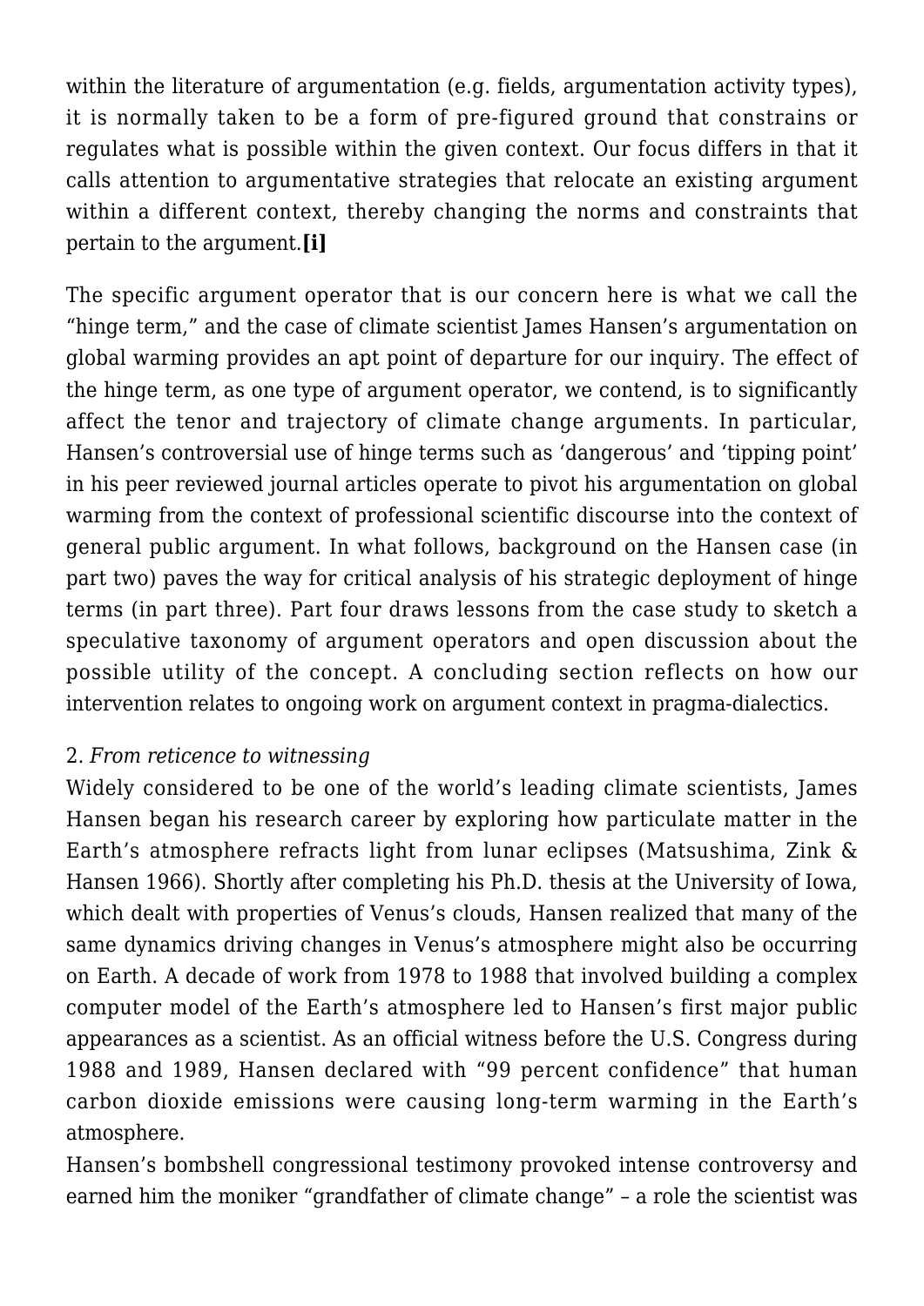within the literature of argumentation (e.g. fields, argumentation activity types), it is normally taken to be a form of pre-figured ground that constrains or regulates what is possible within the given context. Our focus differs in that it calls attention to argumentative strategies that relocate an existing argument within a different context, thereby changing the norms and constraints that pertain to the argument.**[i]**

The specific argument operator that is our concern here is what we call the "hinge term," and the case of climate scientist James Hansen's argumentation on global warming provides an apt point of departure for our inquiry. The effect of the hinge term, as one type of argument operator, we contend, is to significantly affect the tenor and trajectory of climate change arguments. In particular, Hansen's controversial use of hinge terms such as 'dangerous' and 'tipping point' in his peer reviewed journal articles operate to pivot his argumentation on global warming from the context of professional scientific discourse into the context of general public argument. In what follows, background on the Hansen case (in part two) paves the way for critical analysis of his strategic deployment of hinge terms (in part three). Part four draws lessons from the case study to sketch a speculative taxonomy of argument operators and open discussion about the possible utility of the concept. A concluding section reflects on how our intervention relates to ongoing work on argument context in pragma-dialectics.

2. *From reticence to witnessing*

Widely considered to be one of the world's leading climate scientists, James Hansen began his research career by exploring how particulate matter in the Earth's atmosphere refracts light from lunar eclipses (Matsushima, Zink & Hansen 1966). Shortly after completing his Ph.D. thesis at the University of Iowa, which dealt with properties of Venus's clouds, Hansen realized that many of the same dynamics driving changes in Venus's atmosphere might also be occurring on Earth. A decade of work from 1978 to 1988 that involved building a complex computer model of the Earth's atmosphere led to Hansen's first major public appearances as a scientist. As an official witness before the U.S. Congress during 1988 and 1989, Hansen declared with "99 percent confidence" that human carbon dioxide emissions were causing long-term warming in the Earth's atmosphere.

Hansen's bombshell congressional testimony provoked intense controversy and earned him the moniker "grandfather of climate change" – a role the scientist was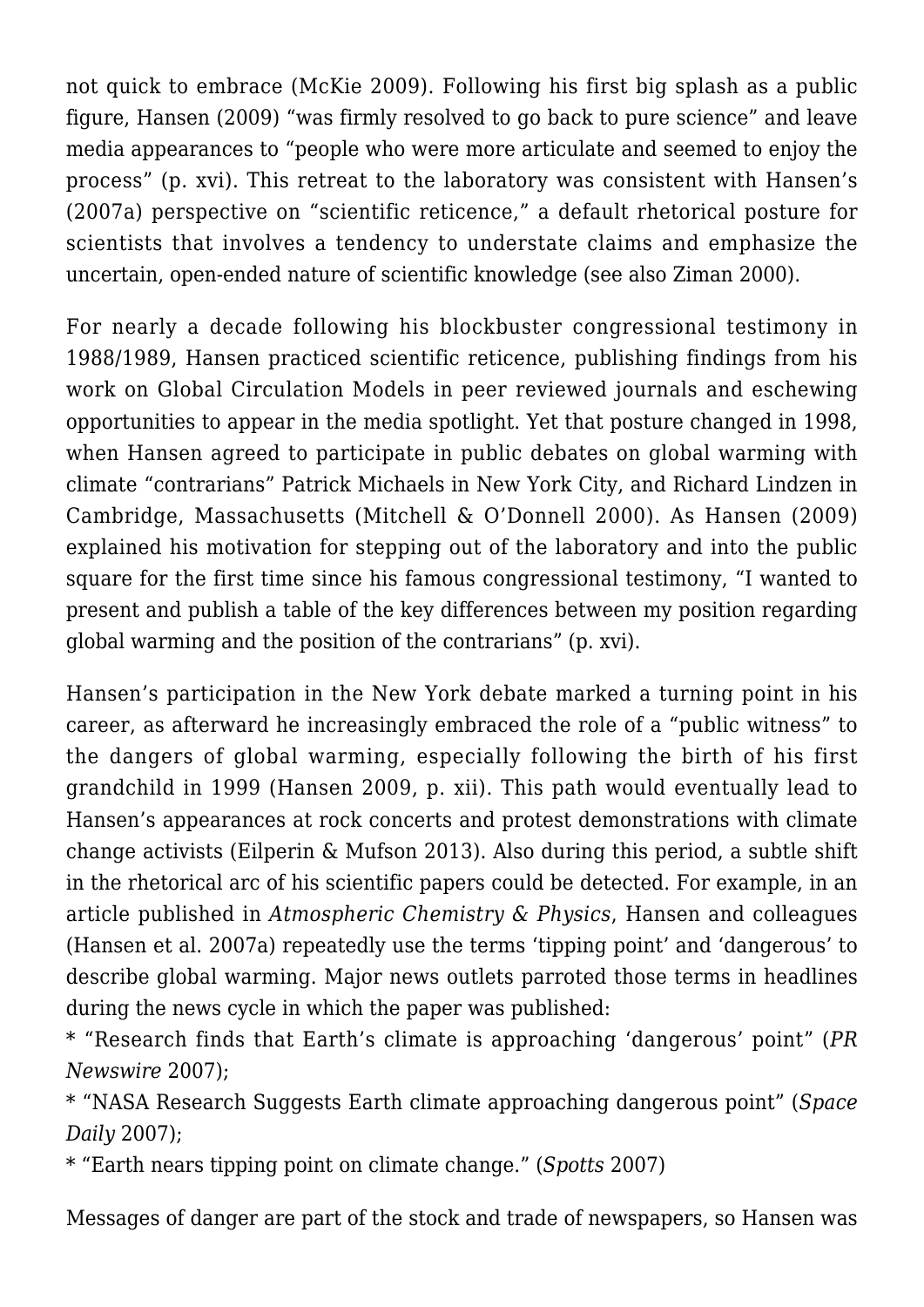not quick to embrace (McKie 2009). Following his first big splash as a public figure, Hansen (2009) "was firmly resolved to go back to pure science" and leave media appearances to "people who were more articulate and seemed to enjoy the process" (p. xvi). This retreat to the laboratory was consistent with Hansen's (2007a) perspective on "scientific reticence," a default rhetorical posture for scientists that involves a tendency to understate claims and emphasize the uncertain, open-ended nature of scientific knowledge (see also Ziman 2000).

For nearly a decade following his blockbuster congressional testimony in 1988/1989, Hansen practiced scientific reticence, publishing findings from his work on Global Circulation Models in peer reviewed journals and eschewing opportunities to appear in the media spotlight. Yet that posture changed in 1998, when Hansen agreed to participate in public debates on global warming with climate "contrarians" Patrick Michaels in New York City, and Richard Lindzen in Cambridge, Massachusetts (Mitchell & O'Donnell 2000). As Hansen (2009) explained his motivation for stepping out of the laboratory and into the public square for the first time since his famous congressional testimony, "I wanted to present and publish a table of the key differences between my position regarding global warming and the position of the contrarians" (p. xvi).

Hansen's participation in the New York debate marked a turning point in his career, as afterward he increasingly embraced the role of a "public witness" to the dangers of global warming, especially following the birth of his first grandchild in 1999 (Hansen 2009, p. xii). This path would eventually lead to Hansen's appearances at rock concerts and protest demonstrations with climate change activists (Eilperin & Mufson 2013). Also during this period, a subtle shift in the rhetorical arc of his scientific papers could be detected. For example, in an article published in *Atmospheric Chemistry & Physics*, Hansen and colleagues (Hansen et al. 2007a) repeatedly use the terms 'tipping point' and 'dangerous' to describe global warming. Major news outlets parroted those terms in headlines during the news cycle in which the paper was published:

* "Research finds that Earth's climate is approaching 'dangerous' point" (*PR Newswire* 2007);
* "NASA Research Suggests Earth climate approaching dangerous point" (*Space Daily* 2007);
* "Earth nears tipping point on climate change." (*Spotts* 2007)

Messages of danger are part of the stock and trade of newspapers, so Hansen was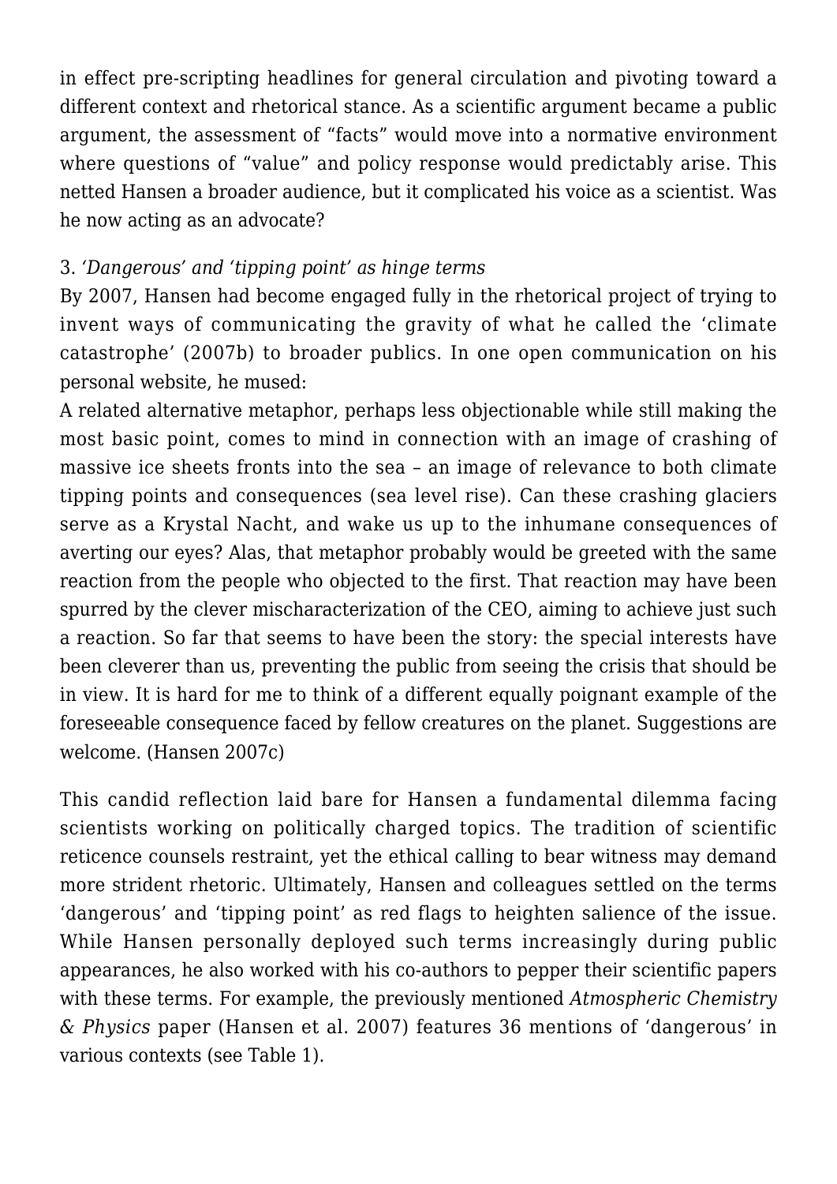in effect pre-scripting headlines for general circulation and pivoting toward a different context and rhetorical stance. As a scientific argument became a public argument, the assessment of "facts" would move into a normative environment where questions of "value" and policy response would predictably arise. This netted Hansen a broader audience, but it complicated his voice as a scientist. Was he now acting as an advocate?

### 3. *'Dangerous' and 'tipping point' as hinge terms*

By 2007, Hansen had become engaged fully in the rhetorical project of trying to invent ways of communicating the gravity of what he called the 'climate catastrophe' (2007b) to broader publics. In one open communication on his personal website, he mused:

A related alternative metaphor, perhaps less objectionable while still making the most basic point, comes to mind in connection with an image of crashing of massive ice sheets fronts into the sea – an image of relevance to both climate tipping points and consequences (sea level rise). Can these crashing glaciers serve as a Krystal Nacht, and wake us up to the inhumane consequences of averting our eyes? Alas, that metaphor probably would be greeted with the same reaction from the people who objected to the first. That reaction may have been spurred by the clever mischaracterization of the CEO, aiming to achieve just such a reaction. So far that seems to have been the story: the special interests have been cleverer than us, preventing the public from seeing the crisis that should be in view. It is hard for me to think of a different equally poignant example of the foreseeable consequence faced by fellow creatures on the planet. Suggestions are welcome. (Hansen 2007c)

This candid reflection laid bare for Hansen a fundamental dilemma facing scientists working on politically charged topics. The tradition of scientific reticence counsels restraint, yet the ethical calling to bear witness may demand more strident rhetoric. Ultimately, Hansen and colleagues settled on the terms 'dangerous' and 'tipping point' as red flags to heighten salience of the issue. While Hansen personally deployed such terms increasingly during public appearances, he also worked with his co-authors to pepper their scientific papers with these terms. For example, the previously mentioned *Atmospheric Chemistry & Physics* paper (Hansen et al. 2007) features 36 mentions of 'dangerous' in various contexts (see Table 1).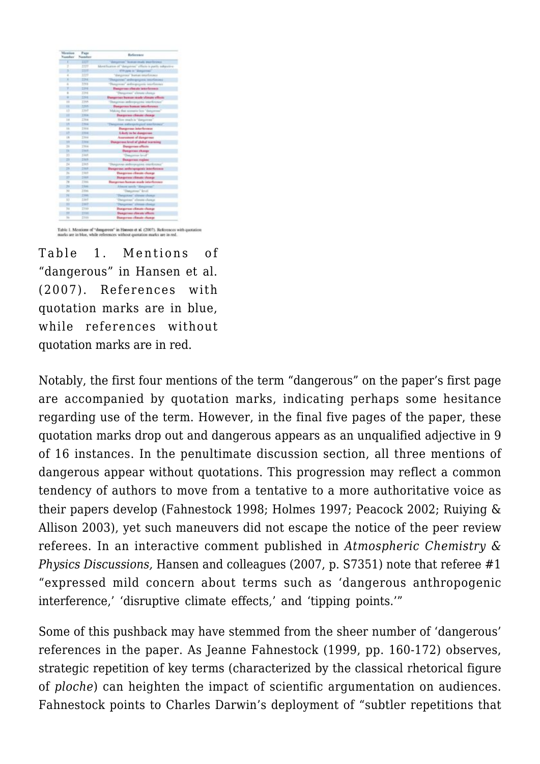Table 1. Mentions of "dangerous" in Hansen et al. (2007). References with quotation marks are in blue, while references without quotation marks are in red.

Notably, the first four mentions of the term "dangerous" on the paper's first page are accompanied by quotation marks, indicating perhaps some hesitance regarding use of the term. However, in the final five pages of the paper, these quotation marks drop out and dangerous appears as an unqualified adjective in 9 of 16 instances. In the penultimate discussion section, all three mentions of dangerous appear without quotations. This progression may reflect a common tendency of authors to move from a tentative to a more authoritative voice as their papers develop (Fahnestock 1998; Holmes 1997; Peacock 2002; Ruiying & Allison 2003), yet such maneuvers did not escape the notice of the peer review referees. In an interactive comment published in *Atmospheric Chemistry & Physics Discussions,* Hansen and colleagues (2007, p. S7351) note that referee #1 "expressed mild concern about terms such as 'dangerous anthropogenic interference,' 'disruptive climate effects,' and 'tipping points.'"

Some of this pushback may have stemmed from the sheer number of 'dangerous' references in the paper. As Jeanne Fahnestock (1999, pp. 160-172) observes, strategic repetition of key terms (characterized by the classical rhetorical figure of *ploche*) can heighten the impact of scientific argumentation on audiences. Fahnestock points to Charles Darwin's deployment of "subtler repetitions that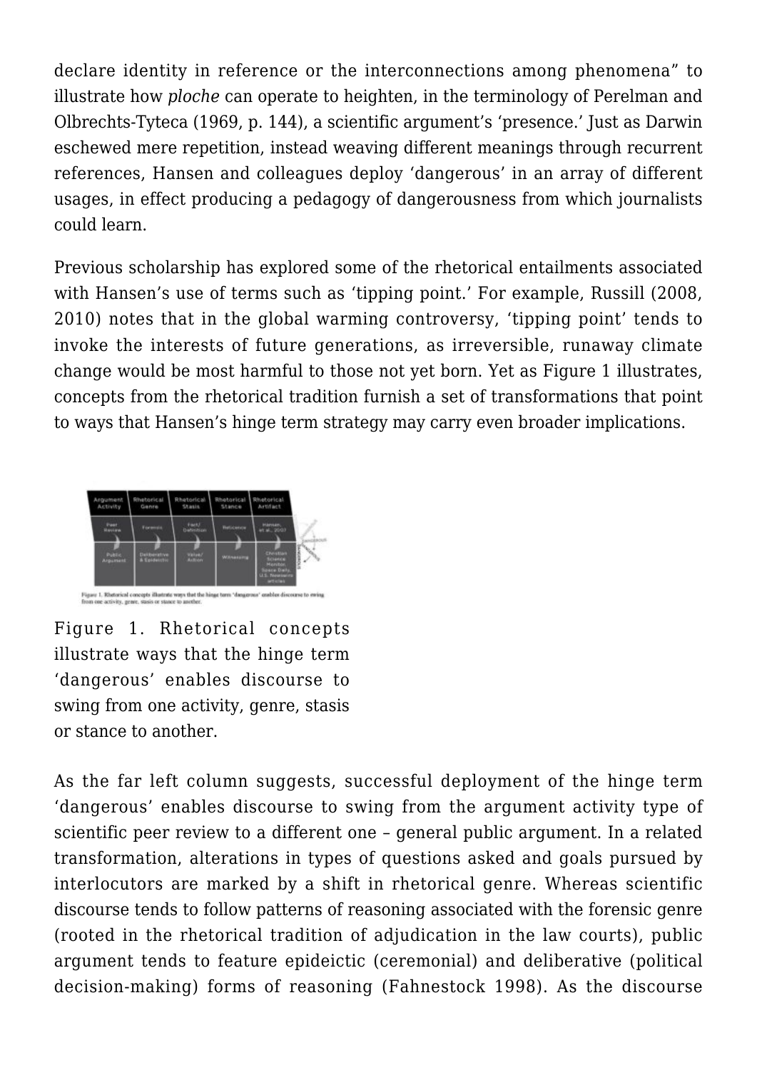declare identity in reference or the interconnections among phenomena" to illustrate how *ploche* can operate to heighten, in the terminology of Perelman and Olbrechts-Tyteca (1969, p. 144), a scientific argument's 'presence.' Just as Darwin eschewed mere repetition, instead weaving different meanings through recurrent references, Hansen and colleagues deploy 'dangerous' in an array of different usages, in effect producing a pedagogy of dangerousness from which journalists could learn.

Previous scholarship has explored some of the rhetorical entailments associated with Hansen's use of terms such as 'tipping point.' For example, Russill (2008, 2010) notes that in the global warming controversy, 'tipping point' tends to invoke the interests of future generations, as irreversible, runaway climate change would be most harmful to those not yet born. Yet as Figure 1 illustrates, concepts from the rhetorical tradition furnish a set of transformations that point to ways that Hansen's hinge term strategy may carry even broader implications.

| Argument Activity | Rhetorical Genre | Rhetorical Stasis | Rhetorical Stance | Rhetorical Artifact |
| --- | --- | --- | --- | --- |
| Peer Review | Forensic | Fact/ Definition | Reticence | Hansen, et al., 2007 |
| Public Argument | Deliberative & Epideictic | Value/ Action | Witnessing | Christian Science Monitor, Space Daily, U.S. Newswire articles |

Figure 1. Rhetorical concepts illustrate ways that the hinge term 'dangerous' enables discourse to swing from one activity, genre, stasis or stance to another.

As the far left column suggests, successful deployment of the hinge term 'dangerous' enables discourse to swing from the argument activity type of scientific peer review to a different one – general public argument. In a related transformation, alterations in types of questions asked and goals pursued by interlocutors are marked by a shift in rhetorical genre. Whereas scientific discourse tends to follow patterns of reasoning associated with the forensic genre (rooted in the rhetorical tradition of adjudication in the law courts), public argument tends to feature epideictic (ceremonial) and deliberative (political decision-making) forms of reasoning (Fahnestock 1998). As the discourse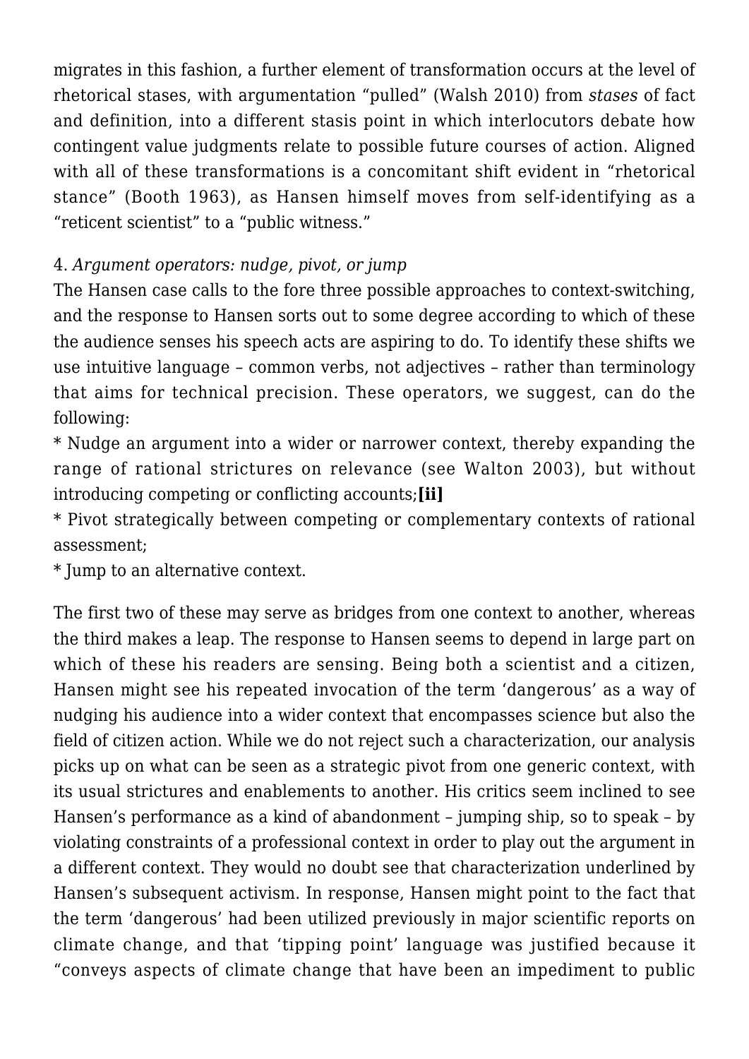migrates in this fashion, a further element of transformation occurs at the level of rhetorical stases, with argumentation "pulled" (Walsh 2010) from *stases* of fact and definition, into a different stasis point in which interlocutors debate how contingent value judgments relate to possible future courses of action. Aligned with all of these transformations is a concomitant shift evident in "rhetorical stance" (Booth 1963), as Hansen himself moves from self-identifying as a "reticent scientist" to a "public witness."

4. *Argument operators: nudge, pivot, or jump*

The Hansen case calls to the fore three possible approaches to context-switching, and the response to Hansen sorts out to some degree according to which of these the audience senses his speech acts are aspiring to do. To identify these shifts we use intuitive language – common verbs, not adjectives – rather than terminology that aims for technical precision. These operators, we suggest, can do the following:

* Nudge an argument into a wider or narrower context, thereby expanding the range of rational strictures on relevance (see Walton 2003), but without introducing competing or conflicting accounts;**[ii]**
* Pivot strategically between competing or complementary contexts of rational assessment;
* Jump to an alternative context.

The first two of these may serve as bridges from one context to another, whereas the third makes a leap. The response to Hansen seems to depend in large part on which of these his readers are sensing. Being both a scientist and a citizen, Hansen might see his repeated invocation of the term 'dangerous' as a way of nudging his audience into a wider context that encompasses science but also the field of citizen action. While we do not reject such a characterization, our analysis picks up on what can be seen as a strategic pivot from one generic context, with its usual strictures and enablements to another. His critics seem inclined to see Hansen's performance as a kind of abandonment – jumping ship, so to speak – by violating constraints of a professional context in order to play out the argument in a different context. They would no doubt see that characterization underlined by Hansen's subsequent activism. In response, Hansen might point to the fact that the term 'dangerous' had been utilized previously in major scientific reports on climate change, and that 'tipping point' language was justified because it "conveys aspects of climate change that have been an impediment to public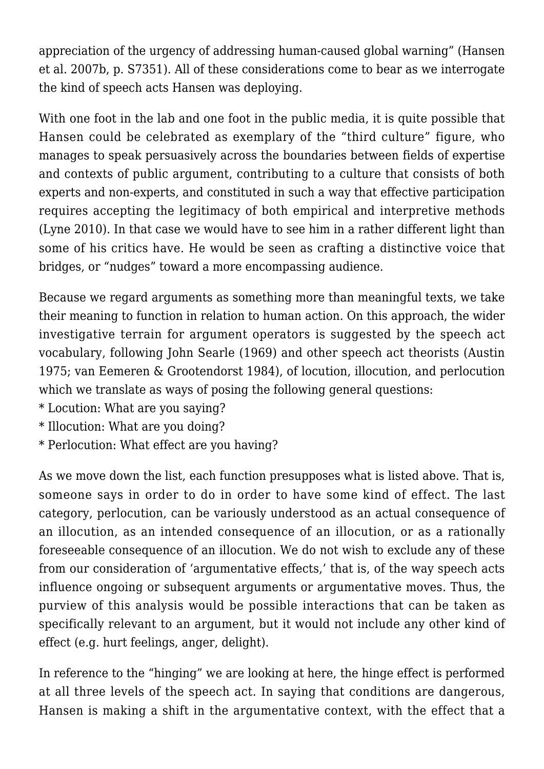appreciation of the urgency of addressing human-caused global warning" (Hansen et al. 2007b, p. S7351). All of these considerations come to bear as we interrogate the kind of speech acts Hansen was deploying.

With one foot in the lab and one foot in the public media, it is quite possible that Hansen could be celebrated as exemplary of the "third culture" figure, who manages to speak persuasively across the boundaries between fields of expertise and contexts of public argument, contributing to a culture that consists of both experts and non-experts, and constituted in such a way that effective participation requires accepting the legitimacy of both empirical and interpretive methods (Lyne 2010). In that case we would have to see him in a rather different light than some of his critics have. He would be seen as crafting a distinctive voice that bridges, or "nudges" toward a more encompassing audience.

Because we regard arguments as something more than meaningful texts, we take their meaning to function in relation to human action. On this approach, the wider investigative terrain for argument operators is suggested by the speech act vocabulary, following John Searle (1969) and other speech act theorists (Austin 1975; van Eemeren & Grootendorst 1984), of locution, illocution, and perlocution which we translate as ways of posing the following general questions:

* Locution: What are you saying?
* Illocution: What are you doing?
* Perlocution: What effect are you having?

As we move down the list, each function presupposes what is listed above. That is, someone says in order to do in order to have some kind of effect. The last category, perlocution, can be variously understood as an actual consequence of an illocution, as an intended consequence of an illocution, or as a rationally foreseeable consequence of an illocution. We do not wish to exclude any of these from our consideration of 'argumentative effects,' that is, of the way speech acts influence ongoing or subsequent arguments or argumentative moves. Thus, the purview of this analysis would be possible interactions that can be taken as specifically relevant to an argument, but it would not include any other kind of effect (e.g. hurt feelings, anger, delight).

In reference to the "hinging" we are looking at here, the hinge effect is performed at all three levels of the speech act. In saying that conditions are dangerous, Hansen is making a shift in the argumentative context, with the effect that a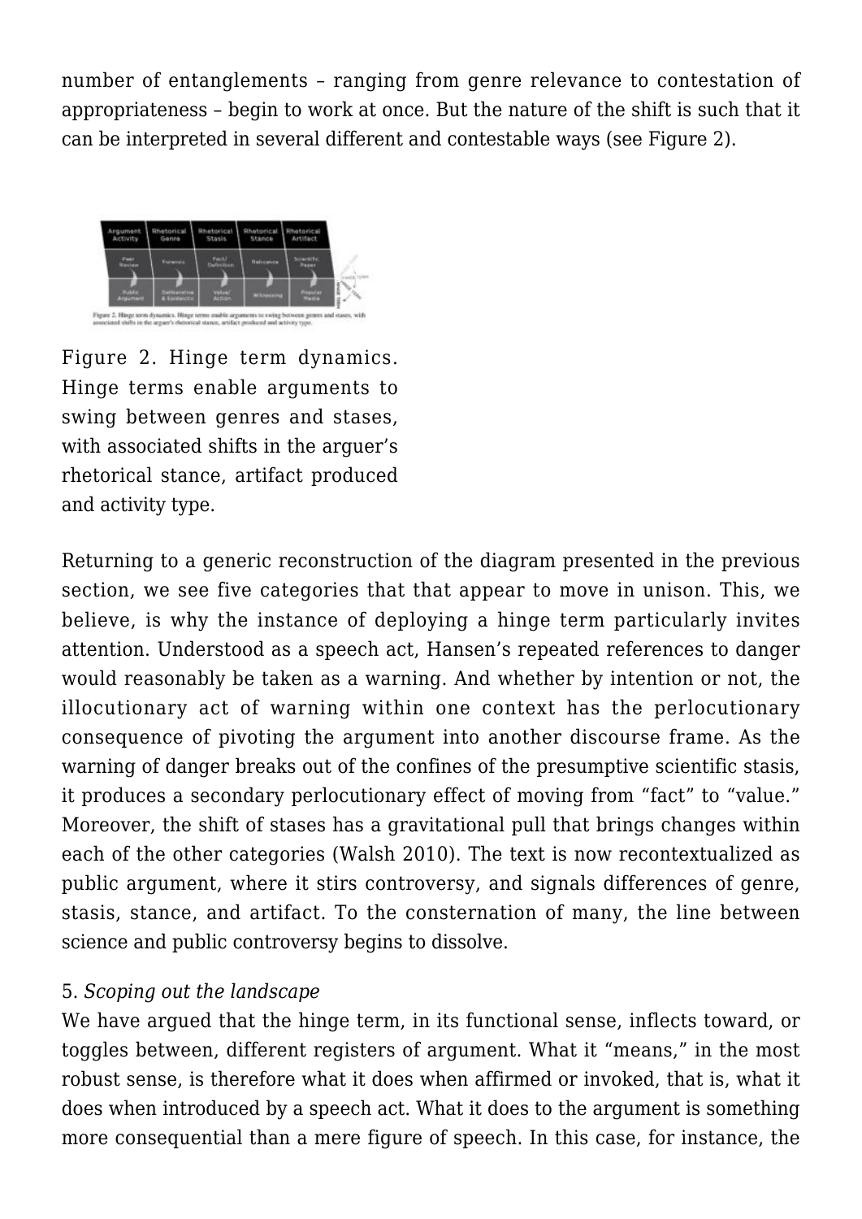number of entanglements – ranging from genre relevance to contestation of appropriateness – begin to work at once. But the nature of the shift is such that it can be interpreted in several different and contestable ways (see Figure 2).

Figure 2. Hinge term dynamics. Hinge terms enable arguments to swing between genres and stases, with associated shifts in the arguer's rhetorical stance, artifact produced and activity type.

Returning to a generic reconstruction of the diagram presented in the previous section, we see five categories that that appear to move in unison. This, we believe, is why the instance of deploying a hinge term particularly invites attention. Understood as a speech act, Hansen's repeated references to danger would reasonably be taken as a warning. And whether by intention or not, the illocutionary act of warning within one context has the perlocutionary consequence of pivoting the argument into another discourse frame. As the warning of danger breaks out of the confines of the presumptive scientific stasis, it produces a secondary perlocutionary effect of moving from "fact" to "value." Moreover, the shift of stases has a gravitational pull that brings changes within each of the other categories (Walsh 2010). The text is now recontextualized as public argument, where it stirs controversy, and signals differences of genre, stasis, stance, and artifact. To the consternation of many, the line between science and public controversy begins to dissolve.

5. *Scoping out the landscape*

We have argued that the hinge term, in its functional sense, inflects toward, or toggles between, different registers of argument. What it "means," in the most robust sense, is therefore what it does when affirmed or invoked, that is, what it does when introduced by a speech act. What it does to the argument is something more consequential than a mere figure of speech. In this case, for instance, the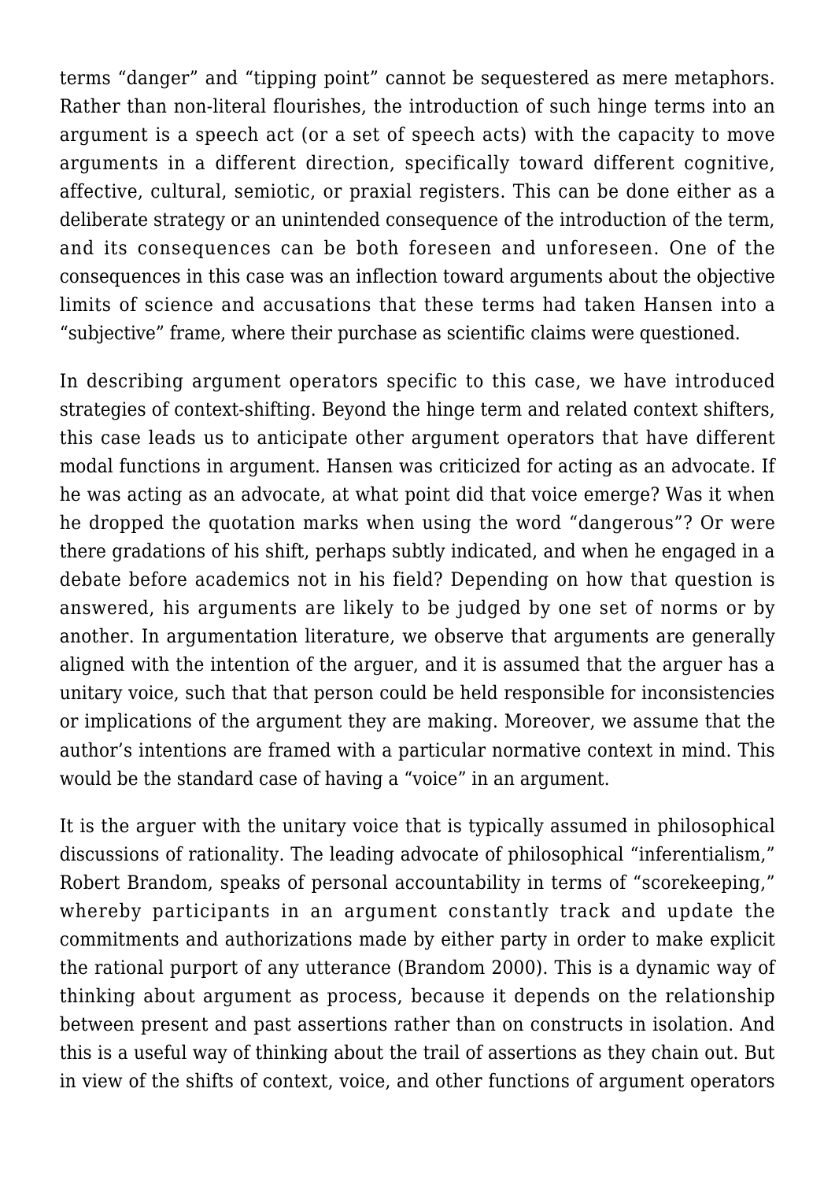terms “danger” and “tipping point” cannot be sequestered as mere metaphors. Rather than non-literal flourishes, the introduction of such hinge terms into an argument is a speech act (or a set of speech acts) with the capacity to move arguments in a different direction, specifically toward different cognitive, affective, cultural, semiotic, or praxial registers. This can be done either as a deliberate strategy or an unintended consequence of the introduction of the term, and its consequences can be both foreseen and unforeseen. One of the consequences in this case was an inflection toward arguments about the objective limits of science and accusations that these terms had taken Hansen into a “subjective” frame, where their purchase as scientific claims were questioned.

In describing argument operators specific to this case, we have introduced strategies of context-shifting. Beyond the hinge term and related context shifters, this case leads us to anticipate other argument operators that have different modal functions in argument. Hansen was criticized for acting as an advocate. If he was acting as an advocate, at what point did that voice emerge? Was it when he dropped the quotation marks when using the word “dangerous”? Or were there gradations of his shift, perhaps subtly indicated, and when he engaged in a debate before academics not in his field? Depending on how that question is answered, his arguments are likely to be judged by one set of norms or by another. In argumentation literature, we observe that arguments are generally aligned with the intention of the arguer, and it is assumed that the arguer has a unitary voice, such that that person could be held responsible for inconsistencies or implications of the argument they are making. Moreover, we assume that the author’s intentions are framed with a particular normative context in mind. This would be the standard case of having a “voice” in an argument.

It is the arguer with the unitary voice that is typically assumed in philosophical discussions of rationality. The leading advocate of philosophical “inferentialism,” Robert Brandom, speaks of personal accountability in terms of “scorekeeping,” whereby participants in an argument constantly track and update the commitments and authorizations made by either party in order to make explicit the rational purport of any utterance (Brandom 2000). This is a dynamic way of thinking about argument as process, because it depends on the relationship between present and past assertions rather than on constructs in isolation. And this is a useful way of thinking about the trail of assertions as they chain out. But in view of the shifts of context, voice, and other functions of argument operators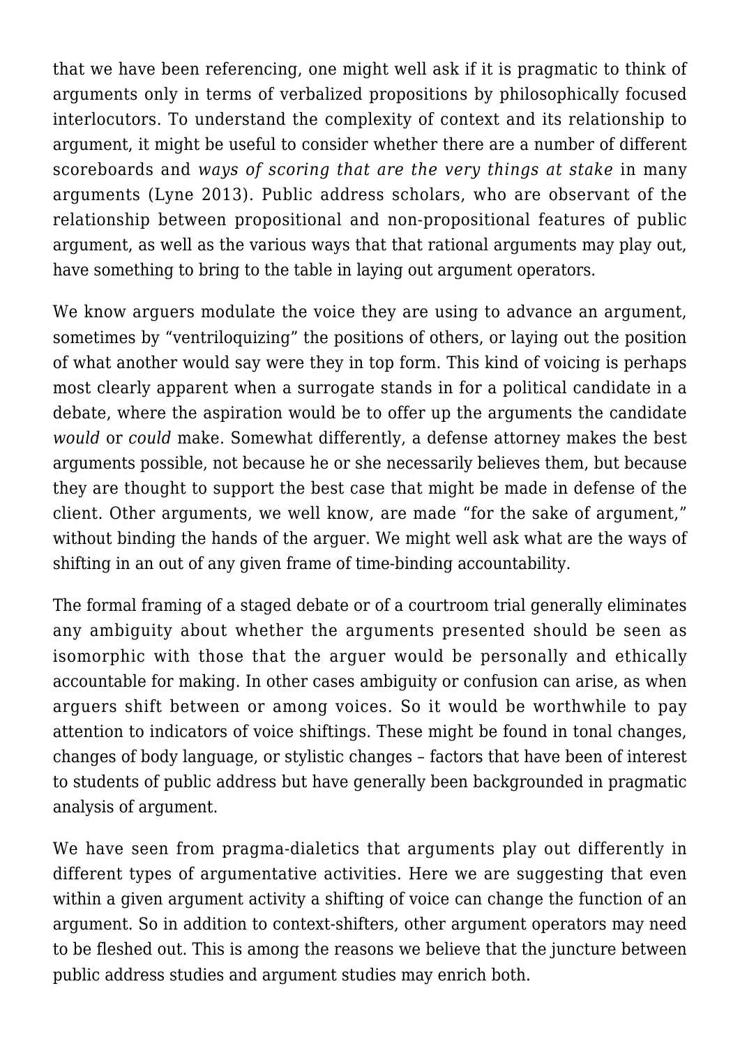that we have been referencing, one might well ask if it is pragmatic to think of arguments only in terms of verbalized propositions by philosophically focused interlocutors. To understand the complexity of context and its relationship to argument, it might be useful to consider whether there are a number of different scoreboards and *ways of scoring that are the very things at stake* in many arguments (Lyne 2013). Public address scholars, who are observant of the relationship between propositional and non-propositional features of public argument, as well as the various ways that that rational arguments may play out, have something to bring to the table in laying out argument operators.

We know arguers modulate the voice they are using to advance an argument, sometimes by "ventriloquizing" the positions of others, or laying out the position of what another would say were they in top form. This kind of voicing is perhaps most clearly apparent when a surrogate stands in for a political candidate in a debate, where the aspiration would be to offer up the arguments the candidate *would* or *could* make. Somewhat differently, a defense attorney makes the best arguments possible, not because he or she necessarily believes them, but because they are thought to support the best case that might be made in defense of the client. Other arguments, we well know, are made "for the sake of argument," without binding the hands of the arguer. We might well ask what are the ways of shifting in an out of any given frame of time-binding accountability.

The formal framing of a staged debate or of a courtroom trial generally eliminates any ambiguity about whether the arguments presented should be seen as isomorphic with those that the arguer would be personally and ethically accountable for making. In other cases ambiguity or confusion can arise, as when arguers shift between or among voices. So it would be worthwhile to pay attention to indicators of voice shiftings. These might be found in tonal changes, changes of body language, or stylistic changes – factors that have been of interest to students of public address but have generally been backgrounded in pragmatic analysis of argument.

We have seen from pragma-dialetics that arguments play out differently in different types of argumentative activities. Here we are suggesting that even within a given argument activity a shifting of voice can change the function of an argument. So in addition to context-shifters, other argument operators may need to be fleshed out. This is among the reasons we believe that the juncture between public address studies and argument studies may enrich both.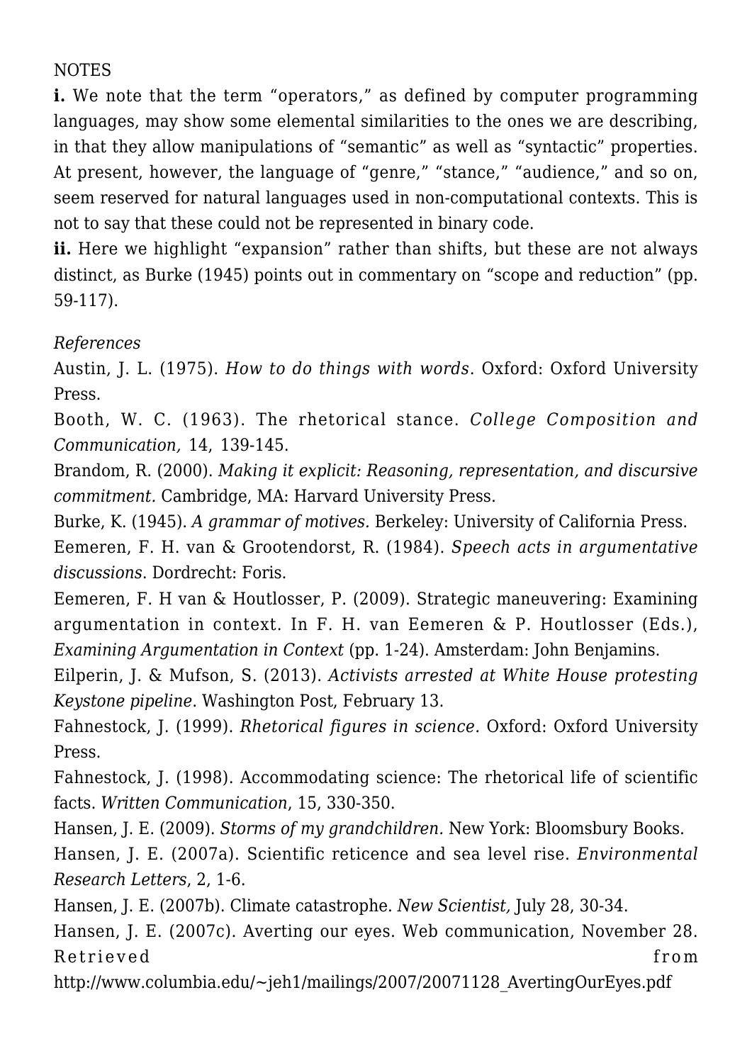NOTES

**i.** We note that the term "operators," as defined by computer programming languages, may show some elemental similarities to the ones we are describing, in that they allow manipulations of "semantic" as well as "syntactic" properties. At present, however, the language of "genre," "stance," "audience," and so on, seem reserved for natural languages used in non-computational contexts. This is not to say that these could not be represented in binary code.

**ii.** Here we highlight "expansion" rather than shifts, but these are not always distinct, as Burke (1945) points out in commentary on "scope and reduction" (pp. 59-117).

*References*

Austin, J. L. (1975). *How to do things with words*. Oxford: Oxford University Press.

Booth, W. C. (1963). The rhetorical stance. *College Composition and Communication,* 14, 139-145.

Brandom, R. (2000). *Making it explicit: Reasoning, representation, and discursive commitment.* Cambridge, MA: Harvard University Press.

Burke, K. (1945). *A grammar of motives.* Berkeley: University of California Press.

Eemeren, F. H. van & Grootendorst, R. (1984). *Speech acts in argumentative discussions*. Dordrecht: Foris.

Eemeren, F. H van & Houtlosser, P. (2009). Strategic maneuvering: Examining argumentation in context. In F. H. van Eemeren & P. Houtlosser (Eds.), *Examining Argumentation in Context* (pp. 1-24). Amsterdam: John Benjamins.

Eilperin, J. & Mufson, S. (2013). *Activists arrested at White House protesting Keystone pipeline*. Washington Post, February 13.

Fahnestock, J. (1999). *Rhetorical figures in science.* Oxford: Oxford University Press.

Fahnestock, J. (1998). Accommodating science: The rhetorical life of scientific facts. *Written Communication*, 15, 330-350.

Hansen, J. E. (2009). *Storms of my grandchildren.* New York: Bloomsbury Books.

Hansen, J. E. (2007a). Scientific reticence and sea level rise. *Environmental Research Letters*, 2, 1-6.

Hansen, J. E. (2007b). Climate catastrophe. *New Scientist,* July 28, 30-34.

Hansen, J. E. (2007c). Averting our eyes. Web communication, November 28. Retrieved from http://www.columbia.edu/~jeh1/mailings/2007/20071128_AvertingOurEyes.pdf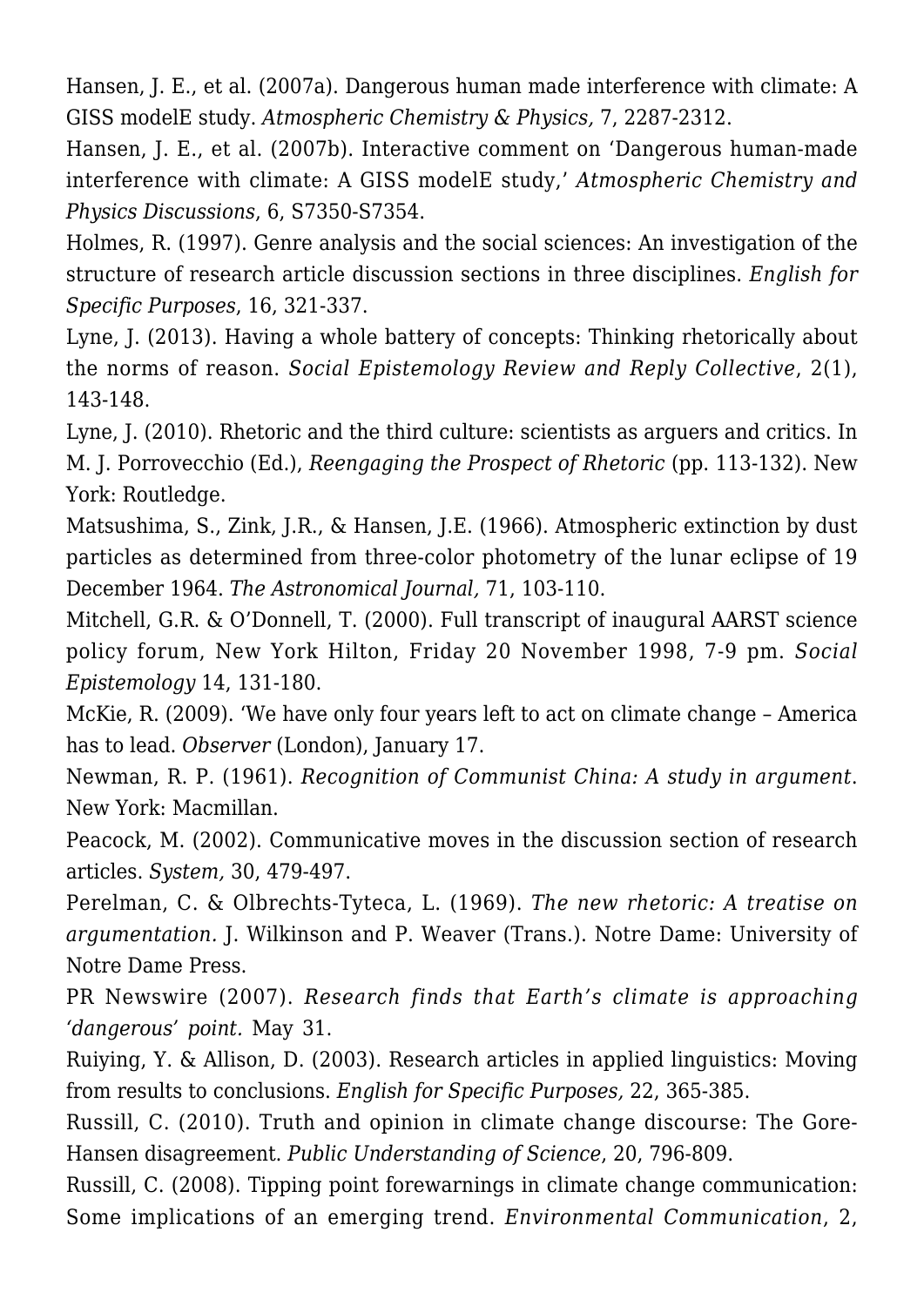Hansen, J. E., et al. (2007a). Dangerous human made interference with climate: A GISS modelE study. *Atmospheric Chemistry & Physics,* 7, 2287-2312.

Hansen, J. E., et al. (2007b). Interactive comment on 'Dangerous human-made interference with climate: A GISS modelE study,' *Atmospheric Chemistry and Physics Discussions*, 6, S7350-S7354.

Holmes, R. (1997). Genre analysis and the social sciences: An investigation of the structure of research article discussion sections in three disciplines. *English for Specific Purposes*, 16, 321-337.

Lyne, J. (2013). Having a whole battery of concepts: Thinking rhetorically about the norms of reason. *Social Epistemology Review and Reply Collective*, 2(1), 143-148.

Lyne, J. (2010). Rhetoric and the third culture: scientists as arguers and critics. In M. J. Porrovecchio (Ed.), *Reengaging the Prospect of Rhetoric* (pp. 113-132). New York: Routledge.

Matsushima, S., Zink, J.R., & Hansen, J.E. (1966). Atmospheric extinction by dust particles as determined from three-color photometry of the lunar eclipse of 19 December 1964. *The Astronomical Journal,* 71, 103-110.

Mitchell, G.R. & O'Donnell, T. (2000). Full transcript of inaugural AARST science policy forum, New York Hilton, Friday 20 November 1998, 7-9 pm. *Social Epistemology* 14, 131-180.

McKie, R. (2009). 'We have only four years left to act on climate change – America has to lead. *Observer* (London), January 17.

Newman, R. P. (1961). *Recognition of Communist China: A study in argument*. New York: Macmillan.

Peacock, M. (2002). Communicative moves in the discussion section of research articles. *System,* 30, 479-497.

Perelman, C. & Olbrechts-Tyteca, L. (1969). *The new rhetoric: A treatise on argumentation.* J. Wilkinson and P. Weaver (Trans.). Notre Dame: University of Notre Dame Press.

PR Newswire (2007). *Research finds that Earth's climate is approaching 'dangerous' point.* May 31.

Ruiying, Y. & Allison, D. (2003). Research articles in applied linguistics: Moving from results to conclusions. *English for Specific Purposes,* 22, 365-385.

Russill, C. (2010). Truth and opinion in climate change discourse: The Gore-Hansen disagreement. *Public Understanding of Science*, 20, 796-809.

Russill, C. (2008). Tipping point forewarnings in climate change communication: Some implications of an emerging trend. *Environmental Communication*, 2,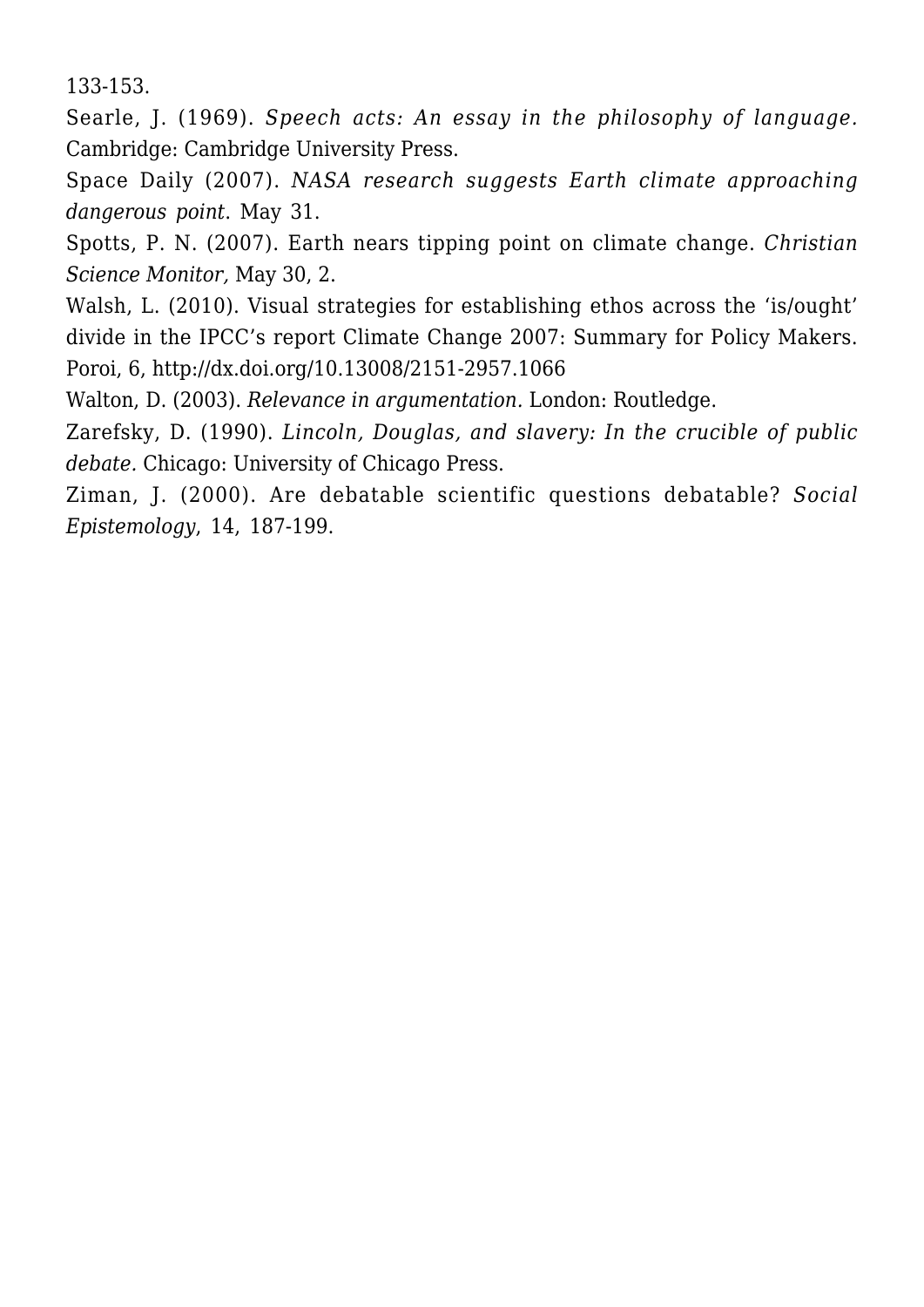133-153.

Searle, J. (1969). *Speech acts: An essay in the philosophy of language.* Cambridge: Cambridge University Press.

Space Daily (2007). *NASA research suggests Earth climate approaching dangerous point*. May 31.

Spotts, P. N. (2007). Earth nears tipping point on climate change. *Christian Science Monitor,* May 30, 2.

Walsh, L. (2010). Visual strategies for establishing ethos across the 'is/ought' divide in the IPCC's report Climate Change 2007: Summary for Policy Makers. Poroi, 6, http://dx.doi.org/10.13008/2151-2957.1066

Walton, D. (2003). *Relevance in argumentation.* London: Routledge.

Zarefsky, D. (1990). *Lincoln, Douglas, and slavery: In the crucible of public debate.* Chicago: University of Chicago Press.

Ziman, J. (2000). Are debatable scientific questions debatable? *Social Epistemology*, 14, 187-199.